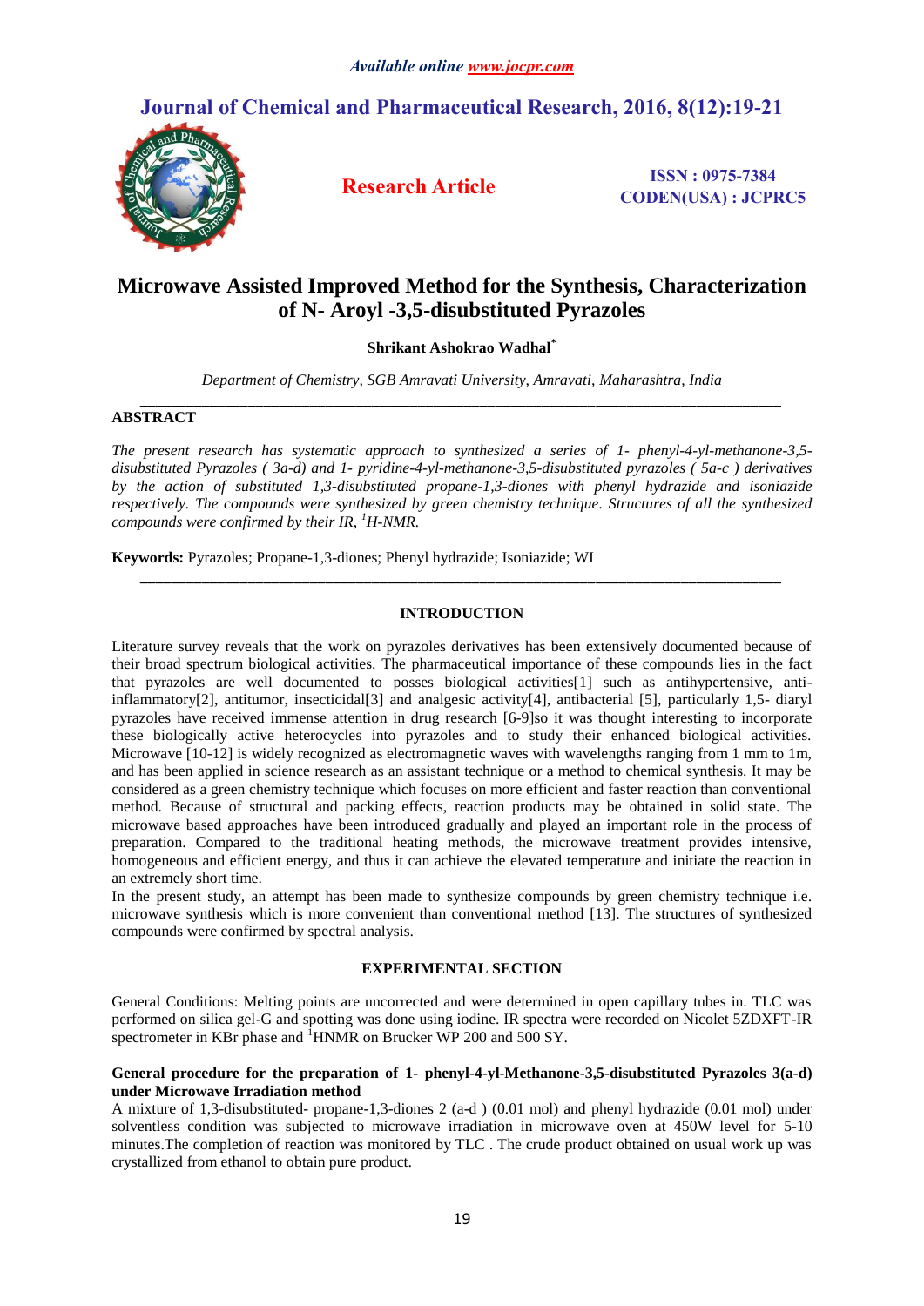# Microwave Assisted Improved Method for the Synthesis, Characterization of N- Aroyl -3,5-disubstituted Pyrazoles

**Shrikant Ashokrao Wadhal***

*Department of Chemistry, SGB Amravati University, Amravati, Maharashtra, India*

## ABSTRACT

*The present research has systematic approach to synthesized a series of 1- phenyl-4-yl-methanone-3,5-disubstituted Pyrazoles ( 3a-d) and 1- pyridine-4-yl-methanone-3,5-disubstituted pyrazoles ( 5a-c ) derivatives by the action of substituted 1,3-disubstituted propane-1,3-diones with phenyl hydrazide and isoniazide respectively. The compounds were synthesized by green chemistry technique. Structures of all the synthesized compounds were confirmed by their IR, $^{1}$H-NMR.*

**Keywords:** Pyrazoles; Propane-1,3-diones; Phenyl hydrazide; Isoniazide; WI

## INTRODUCTION

Literature survey reveals that the work on pyrazoles derivatives has been extensively documented because of their broad spectrum biological activities. The pharmaceutical importance of these compounds lies in the fact that pyrazoles are well documented to posses biological activities[1] such as antihypertensive, anti-inflammatory[2], antitumor, insecticidal[3] and analgesic activity[4], antibacterial [5], particularly 1,5- diaryl pyrazoles have received immense attention in drug research [6-9]so it was thought interesting to incorporate these biologically active heterocycles into pyrazoles and to study their enhanced biological activities. Microwave [10-12] is widely recognized as electromagnetic waves with wavelengths ranging from 1 mm to 1m, and has been applied in science research as an assistant technique or a method to chemical synthesis. It may be considered as a green chemistry technique which focuses on more efficient and faster reaction than conventional method. Because of structural and packing effects, reaction products may be obtained in solid state. The microwave based approaches have been introduced gradually and played an important role in the process of preparation. Compared to the traditional heating methods, the microwave treatment provides intensive, homogeneous and efficient energy, and thus it can achieve the elevated temperature and initiate the reaction in an extremely short time.

In the present study, an attempt has been made to synthesize compounds by green chemistry technique i.e. microwave synthesis which is more convenient than conventional method [13]. The structures of synthesized compounds were confirmed by spectral analysis.

## EXPERIMENTAL SECTION

General Conditions: Melting points are uncorrected and were determined in open capillary tubes in. TLC was performed on silica gel-G and spotting was done using iodine. IR spectra were recorded on Nicolet 5ZDXFT-IR spectrometer in KBr phase and $^{1}$HNMR on Brucker WP 200 and 500 SY.

### General procedure for the preparation of 1- phenyl-4-yl-Methanone-3,5-disubstituted Pyrazoles 3(a-d) under Microwave Irradiation method

A mixture of 1,3-disubstituted- propane-1,3-diones 2 (a-d ) (0.01 mol) and phenyl hydrazide (0.01 mol) under solventless condition was subjected to microwave irradiation in microwave oven at 450W level for 5-10 minutes.The completion of reaction was monitored by TLC . The crude product obtained on usual work up was crystallized from ethanol to obtain pure product.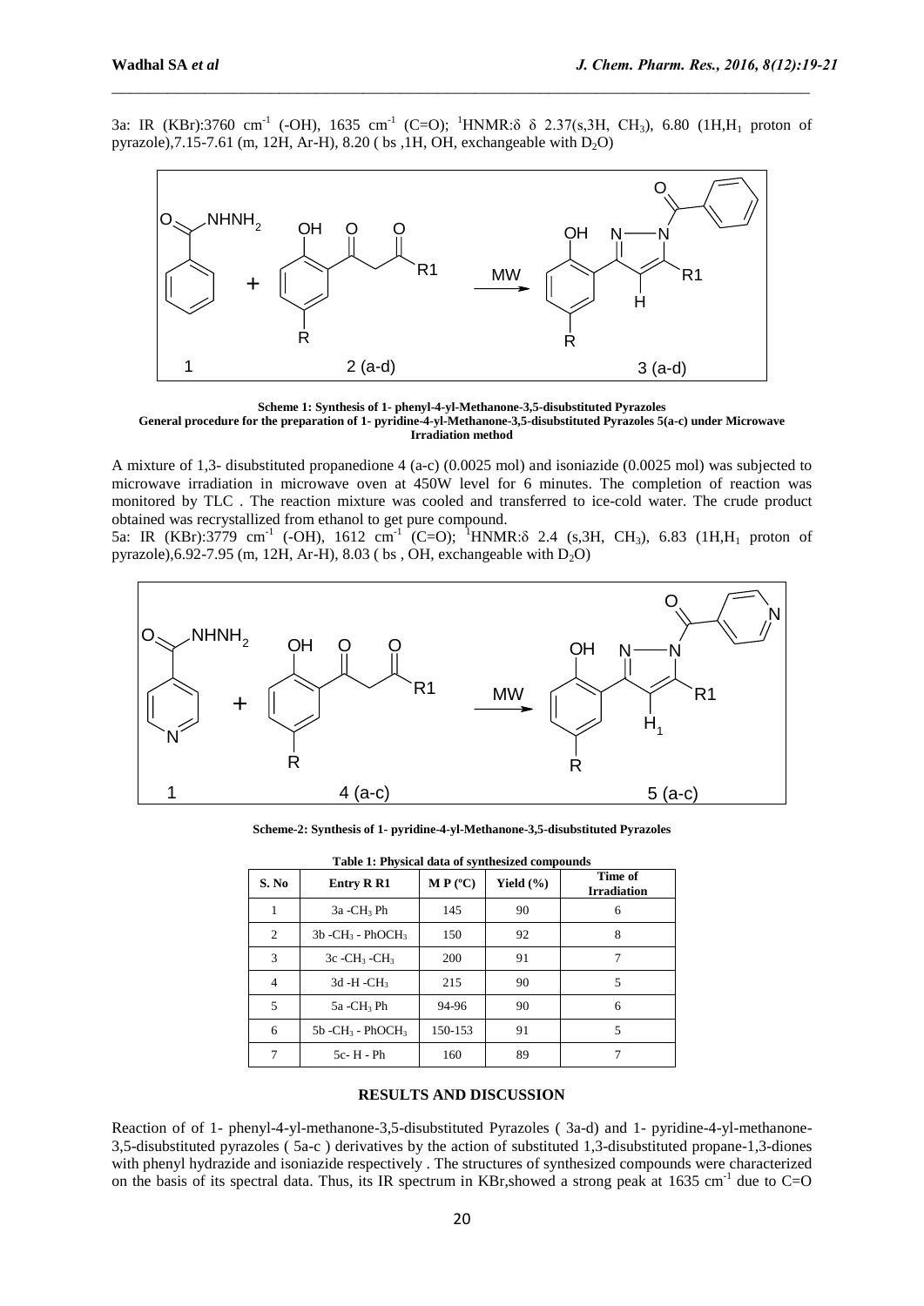3a: IR (KBr):3760 $cm^{-1}$ (-OH), 1635 $cm^{-1}$ (C=O); $^{1}$HNMR:δ δ 2.37(s,3H, $CH_3$), 6.80 (1H,$H_1$ proton of pyrazole),7.15-7.61 (m, 12H, Ar-H), 8.20 ( bs ,1H, OH, exchangeable with $D_2O$)

**Scheme 1: Synthesis of 1- phenyl-4-yl-Methanone-3,5-disubstituted Pyrazoles**

**General procedure for the preparation of 1- pyridine-4-yl-Methanone-3,5-disubstituted Pyrazoles 5(a-c) under Microwave Irradiation method**

A mixture of 1,3- disubstituted propanedione 4 (a-c) (0.0025 mol) and isoniazide (0.0025 mol) was subjected to microwave irradiation in microwave oven at 450W level for 6 minutes. The completion of reaction was monitored by TLC . The reaction mixture was cooled and transferred to ice-cold water. The crude product obtained was recrystallized from ethanol to get pure compound.

5a: IR (KBr):3779 $cm^{-1}$ (-OH), 1612 $cm^{-1}$ (C=O); $^{1}$HNMR:δ 2.4 (s,3H, $CH_3$), 6.83 (1H,$H_1$ proton of pyrazole),6.92-7.95 (m, 12H, Ar-H), 8.03 ( bs , OH, exchangeable with $D_2O$)

**Scheme-2: Synthesis of 1- pyridine-4-yl-Methanone-3,5-disubstituted Pyrazoles**

**Table 1: Physical data of synthesized compounds**

| S. No | Entry R R1 | M P (°C) | Yield (%) | Time of Irradiation |
|---|---|---|---|---|
| 1 | 3a -$CH_3$ Ph | 145 | 90 | 6 |
| 2 | 3b -$CH_3$ - Ph$OCH_3$ | 150 | 92 | 8 |
| 3 | 3c -$CH_3$ -$CH_3$ | 200 | 91 | 7 |
| 4 | 3d -H -$CH_3$ | 215 | 90 | 5 |
| 5 | 5a -$CH_3$ Ph | 94-96 | 90 | 6 |
| 6 | 5b -$CH_3$ - Ph$OCH_3$ | 150-153 | 91 | 5 |
| 7 | 5c- H - Ph | 160 | 89 | 7 |

## RESULTS AND DISCUSSION

Reaction of of 1- phenyl-4-yl-methanone-3,5-disubstituted Pyrazoles ( 3a-d) and 1- pyridine-4-yl-methanone-3,5-disubstituted pyrazoles ( 5a-c ) derivatives by the action of substituted 1,3-disubstituted propane-1,3-diones with phenyl hydrazide and isoniazide respectively . The structures of synthesized compounds were characterized on the basis of its spectral data. Thus, its IR spectrum in KBr,showed a strong peak at 1635 $cm^{-1}$ due to C=O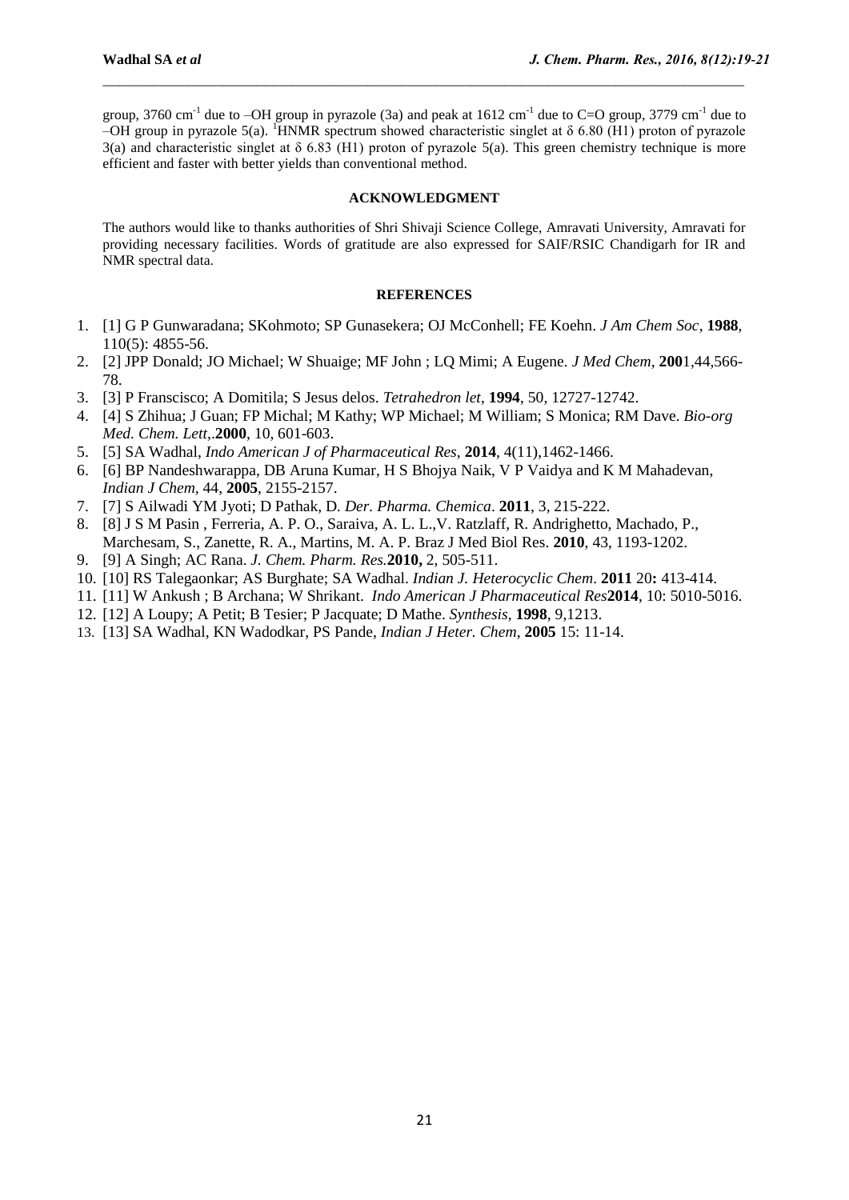group, 3760 $cm^{-1}$ due to –OH group in pyrazole (3a) and peak at 1612 $cm^{-1}$ due to C=O group, 3779 $cm^{-1}$ due to –OH group in pyrazole 5(a). $^{1}$HNMR spectrum showed characteristic singlet at δ 6.80 (H1) proton of pyrazole 3(a) and characteristic singlet at δ 6.83 (H1) proton of pyrazole 5(a). This green chemistry technique is more efficient and faster with better yields than conventional method.

## ACKNOWLEDGMENT

The authors would like to thanks authorities of Shri Shivaji Science College, Amravati University, Amravati for providing necessary facilities. Words of gratitude are also expressed for SAIF/RSIC Chandigarh for IR and NMR spectral data.

## REFERENCES

1. [1] G P Gunwaradana; SKohmoto; SP Gunasekera; OJ McConhell; FE Koehn. *J Am Chem Soc*, **1988**, 110(5): 4855-56.
2. [2] JPP Donald; JO Michael; W Shuaige; MF John ; LQ Mimi; A Eugene. *J Med Chem*, **200**1,44,566-78.
3. [3] P Franscisco; A Domitila; S Jesus delos. *Tetrahedron let*, **1994**, 50, 12727-12742.
4. [4] S Zhihua; J Guan; FP Michal; M Kathy; WP Michael; M William; S Monica; RM Dave. *Bio-org Med. Chem. Lett*,.**2000**, 10, 601-603.
5. [5] SA Wadhal, *Indo American J of Pharmaceutical Res*, **2014**, 4(11),1462-1466.
6. [6] BP Nandeshwarappa, DB Aruna Kumar, H S Bhojya Naik, V P Vaidya and K M Mahadevan, *Indian J Chem*, 44, **2005**, 2155-2157.
7. [7] S Ailwadi YM Jyoti; D Pathak, D. *Der. Pharma. Chemica*. **2011**, 3, 215-222.
8. [8] J S M Pasin , Ferreria, A. P. O., Saraiva, A. L. L.,V. Ratzlaff, R. Andrighetto, Machado, P., Marchesam, S., Zanette, R. A., Martins, M. A. P. Braz J Med Biol Res. **2010**, 43, 1193-1202.
9. [9] A Singh; AC Rana. *J. Chem. Pharm. Res.***2010,** 2, 505-511.
10. [10] RS Talegaonkar; AS Burghate; SA Wadhal. *Indian J. Heterocyclic Chem*. **2011** 20**:** 413-414.
11. [11] W Ankush ; B Archana; W Shrikant. *Indo American J Pharmaceutical Res***2014**, 10: 5010-5016.
12. [12] A Loupy; A Petit; B Tesier; P Jacquate; D Mathe. *Synthesis*, **1998**, 9,1213.
13. [13] SA Wadhal, KN Wadodkar, PS Pande, *Indian J Heter. Chem*, **2005** 15: 11-14.